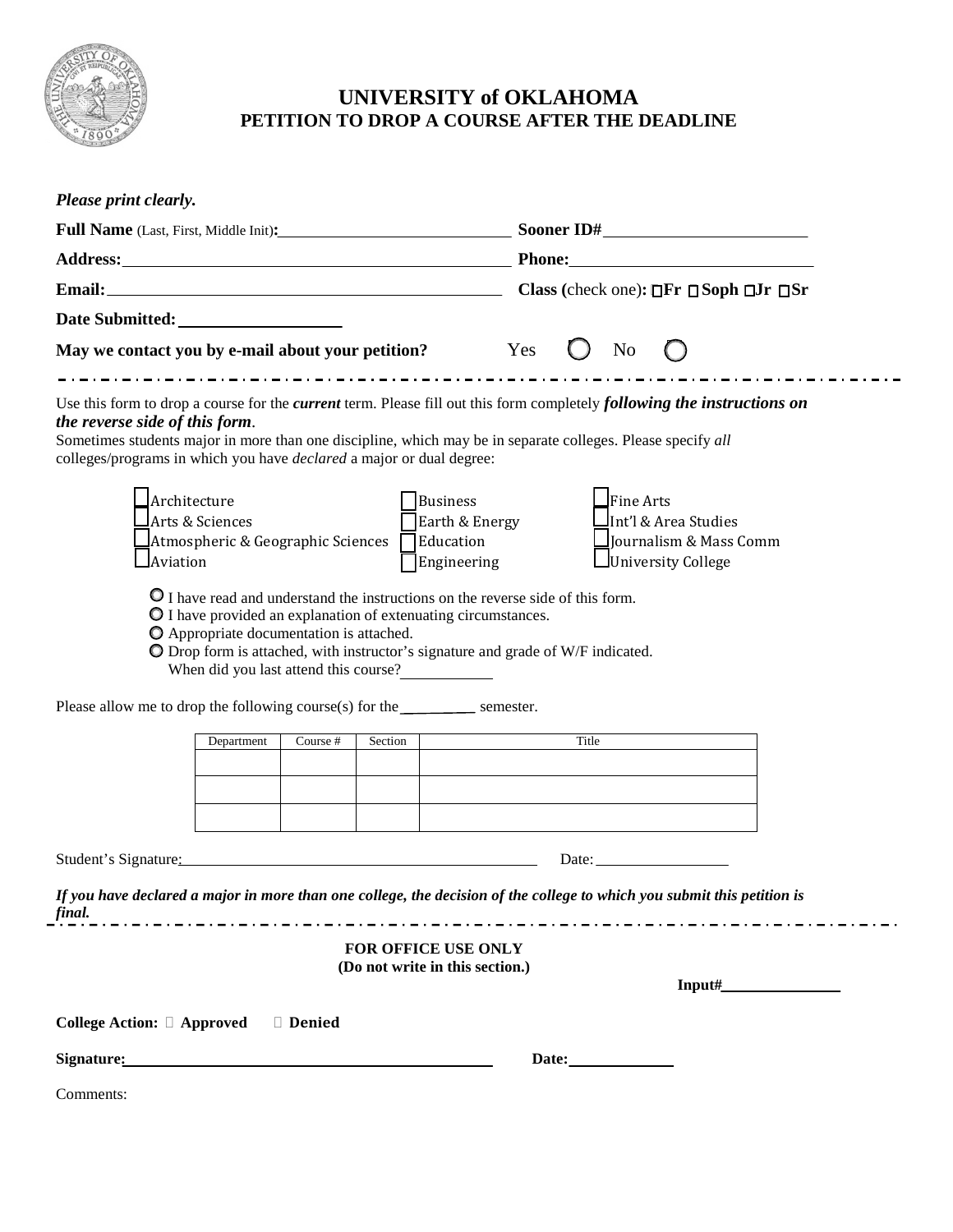# UNIVERSITY of OKLAHOMA
## PETITION TO DROP A COURSE AFTER THE DEADLINE

*Please print clearly.*

**Full Name** (Last, First, Middle Init)**:** ____________________ **Sooner ID#** ____________________

**Address:** ____________________ **Phone:** ____________________

**Email:** ____________________ **Class (**check one)**:** ☐ **Fr** ☐ **Soph** ☐ **Jr** ☐ **Sr**

**Date Submitted:** ____________________

**May we contact you by e-mail about your petition?** Yes ◯ No ◯

---

Use this form to drop a course for the ***current*** term. Please fill out this form completely ***following the instructions on the reverse side of this form***.
Sometimes students major in more than one discipline, which may be in separate colleges. Please specify *all* colleges/programs in which you have *declared* a major or dual degree:

- ☐ Architecture
- ☐ Arts & Sciences
- ☐ Atmospheric & Geographic Sciences
- ☐ Aviation
- ☐ Business
- ☐ Earth & Energy
- ☐ Education
- ☐ Engineering
- ☐ Fine Arts
- ☐ Int'l & Area Studies
- ☐ Journalism & Mass Comm
- ☐ University College

- ◯ I have read and understand the instructions on the reverse side of this form.
- ◯ I have provided an explanation of extenuating circumstances.
- ◯ Appropriate documentation is attached.
- ◯ Drop form is attached, with instructor's signature and grade of W/F indicated.
  When did you last attend this course? ____________

Please allow me to drop the following course(s) for the ________ semester.

| Department | Course # | Section | Title |
|---|---|---|---|
| | | | |
| | | | |
| | | | |

Student's Signature: ____________________ Date: ____________

***If you have declared a major in more than one college, the decision of the college to which you submit this petition is final.***

---

**FOR OFFICE USE ONLY**
**(Do not write in this section.)**

**Input#** ____________

**College Action:** ☐ **Approved** ☐ **Denied**

**Signature:** ____________________ **Date:** ____________

Comments: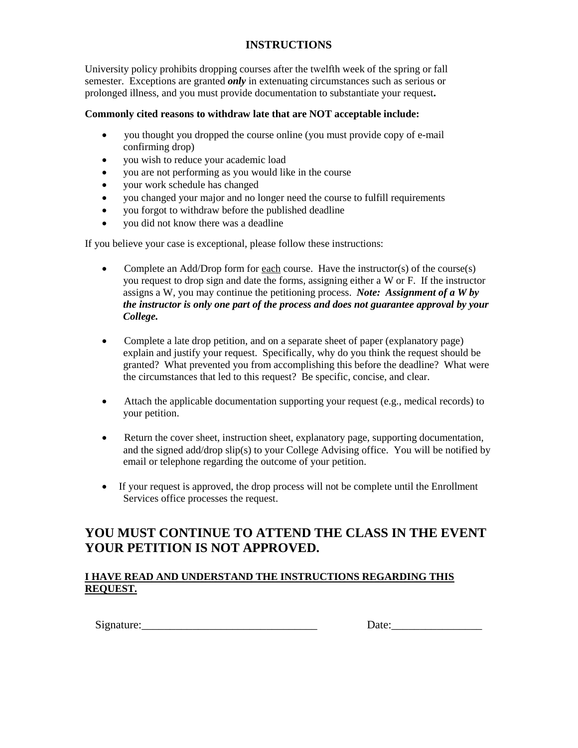## INSTRUCTIONS

University policy prohibits dropping courses after the twelfth week of the spring or fall semester. Exceptions are granted ***only*** in extenuating circumstances such as serious or prolonged illness, and you must provide documentation to substantiate your request**.**

**Commonly cited reasons to withdraw late that are NOT acceptable include:**

- you thought you dropped the course online (you must provide copy of e-mail confirming drop)
- you wish to reduce your academic load
- you are not performing as you would like in the course
- your work schedule has changed
- you changed your major and no longer need the course to fulfill requirements
- you forgot to withdraw before the published deadline
- you did not know there was a deadline

If you believe your case is exceptional, please follow these instructions:

- Complete an Add/Drop form for <u>each</u> course. Have the instructor(s) of the course(s) you request to drop sign and date the forms, assigning either a W or F. If the instructor assigns a W, you may continue the petitioning process. ***Note: Assignment of a W by the instructor is only one part of the process and does not guarantee approval by your College.***

- Complete a late drop petition, and on a separate sheet of paper (explanatory page) explain and justify your request. Specifically, why do you think the request should be granted? What prevented you from accomplishing this before the deadline? What were the circumstances that led to this request? Be specific, concise, and clear.

- Attach the applicable documentation supporting your request (e.g., medical records) to your petition.

- Return the cover sheet, instruction sheet, explanatory page, supporting documentation, and the signed add/drop slip(s) to your College Advising office. You will be notified by email or telephone regarding the outcome of your petition.

- If your request is approved, the drop process will not be complete until the Enrollment Services office processes the request.

## YOU MUST CONTINUE TO ATTEND THE CLASS IN THE EVENT YOUR PETITION IS NOT APPROVED.

**<u>I HAVE READ AND UNDERSTAND THE INSTRUCTIONS REGARDING THIS REQUEST.</u>**

Signature:_______________________________ Date:________________